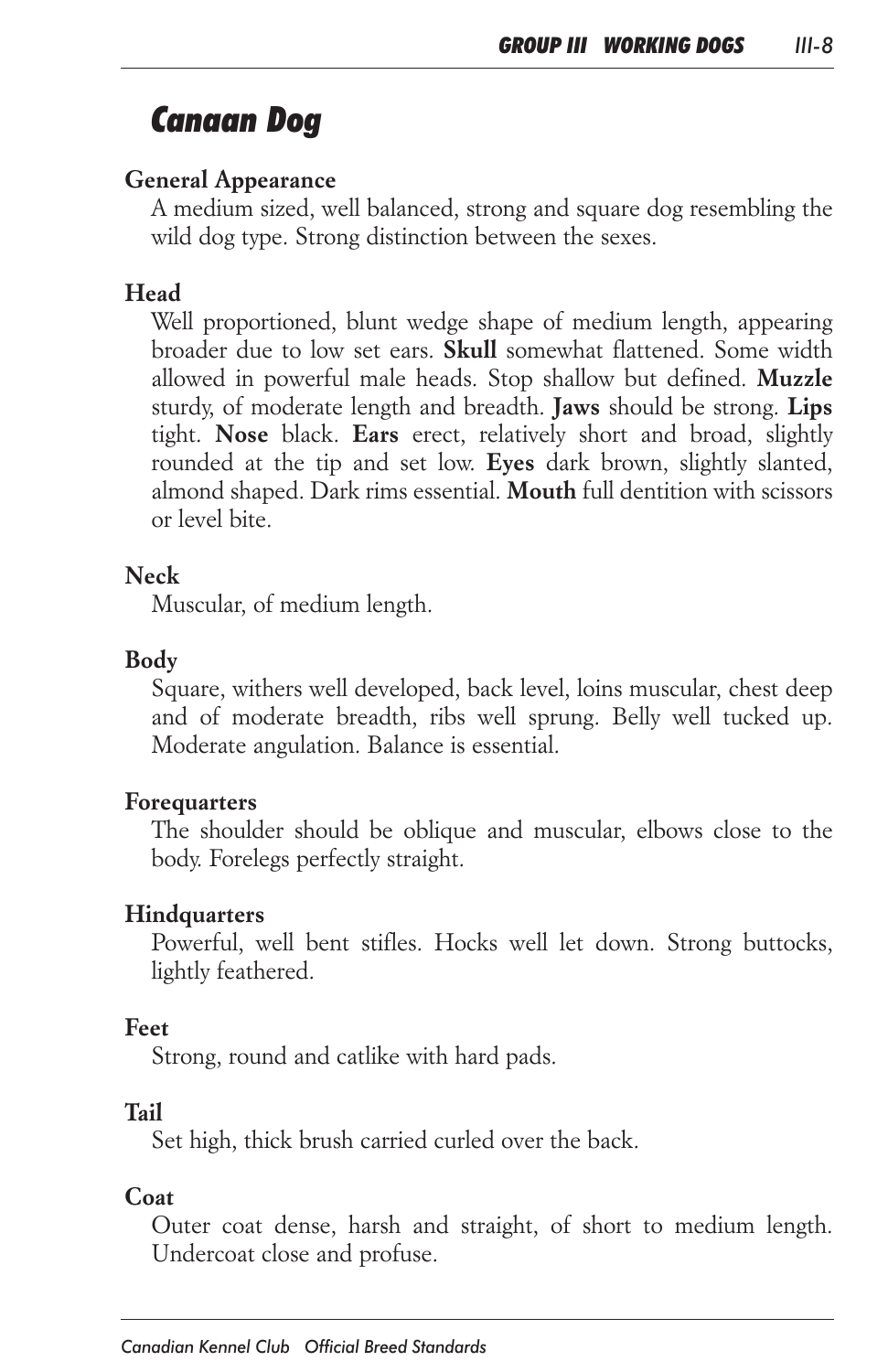# Canaan Dog

## General Appearance

A medium sized, well balanced, strong and square dog resembling the wild dog type. Strong distinction between the sexes.

## Head

Well proportioned, blunt wedge shape of medium length, appearing broader due to low set ears. **Skull** somewhat flattened. Some width allowed in powerful male heads. Stop shallow but defined. **Muzzle** sturdy, of moderate length and breadth. **Jaws** should be strong. **Lips** tight. **Nose** black. **Ears** erect, relatively short and broad, slightly rounded at the tip and set low. **Eyes** dark brown, slightly slanted, almond shaped. Dark rims essential. **Mouth** full dentition with scissors or level bite.

## Neck

Muscular, of medium length.

## Body

Square, withers well developed, back level, loins muscular, chest deep and of moderate breadth, ribs well sprung. Belly well tucked up. Moderate angulation. Balance is essential.

## Forequarters

The shoulder should be oblique and muscular, elbows close to the body. Forelegs perfectly straight.

## Hindquarters

Powerful, well bent stifles. Hocks well let down. Strong buttocks, lightly feathered.

## Feet

Strong, round and catlike with hard pads.

## Tail

Set high, thick brush carried curled over the back.

## Coat

Outer coat dense, harsh and straight, of short to medium length. Undercoat close and profuse.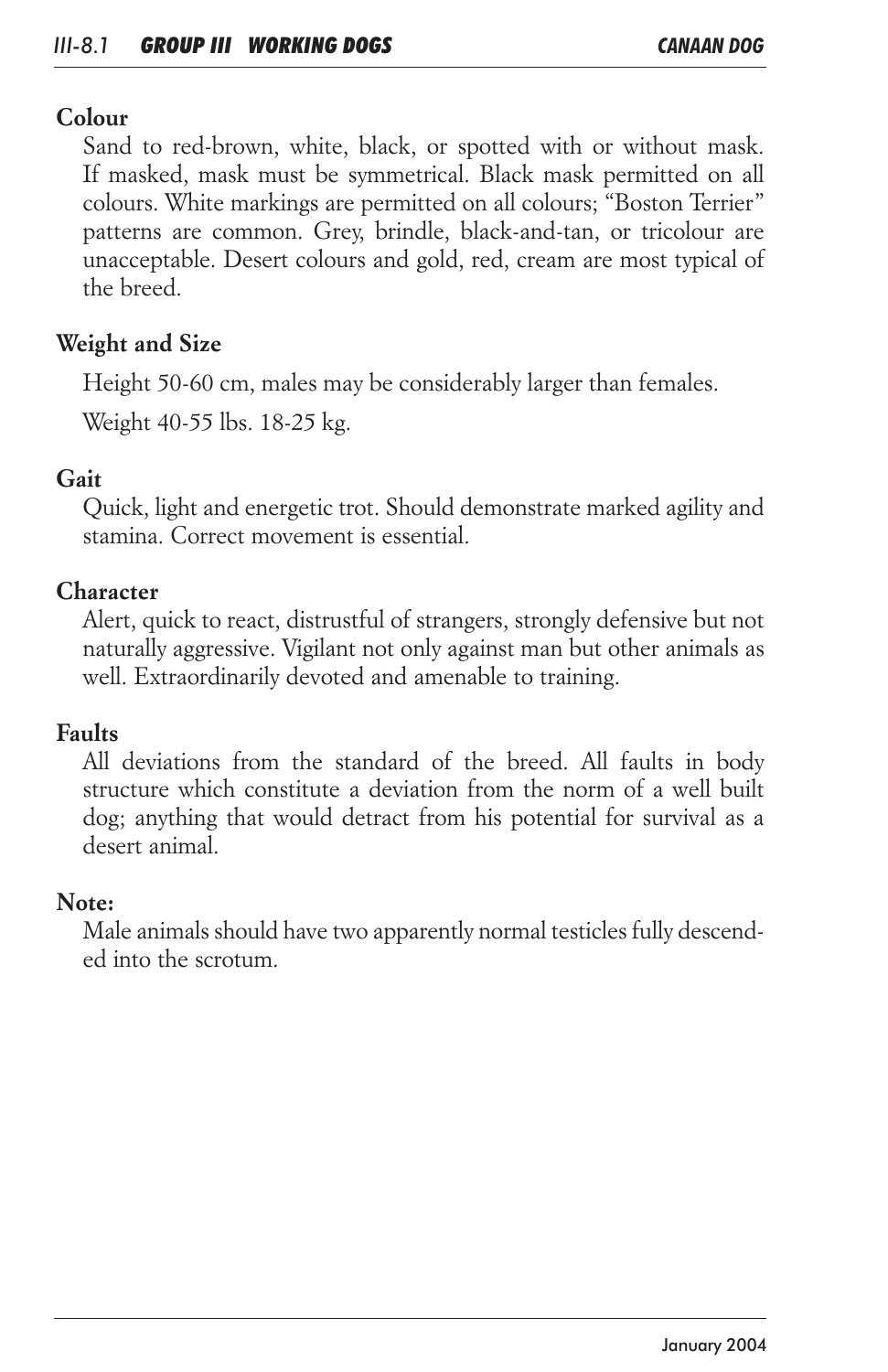## Colour

Sand to red-brown, white, black, or spotted with or without mask. If masked, mask must be symmetrical. Black mask permitted on all colours. White markings are permitted on all colours; "Boston Terrier" patterns are common. Grey, brindle, black-and-tan, or tricolour are unacceptable. Desert colours and gold, red, cream are most typical of the breed.

## Weight and Size

Height 50-60 cm, males may be considerably larger than females.

Weight 40-55 lbs. 18-25 kg.

## Gait

Quick, light and energetic trot. Should demonstrate marked agility and stamina. Correct movement is essential.

## Character

Alert, quick to react, distrustful of strangers, strongly defensive but not naturally aggressive. Vigilant not only against man but other animals as well. Extraordinarily devoted and amenable to training.

## Faults

All deviations from the standard of the breed. All faults in body structure which constitute a deviation from the norm of a well built dog; anything that would detract from his potential for survival as a desert animal.

## Note:

Male animals should have two apparently normal testicles fully descended into the scrotum.